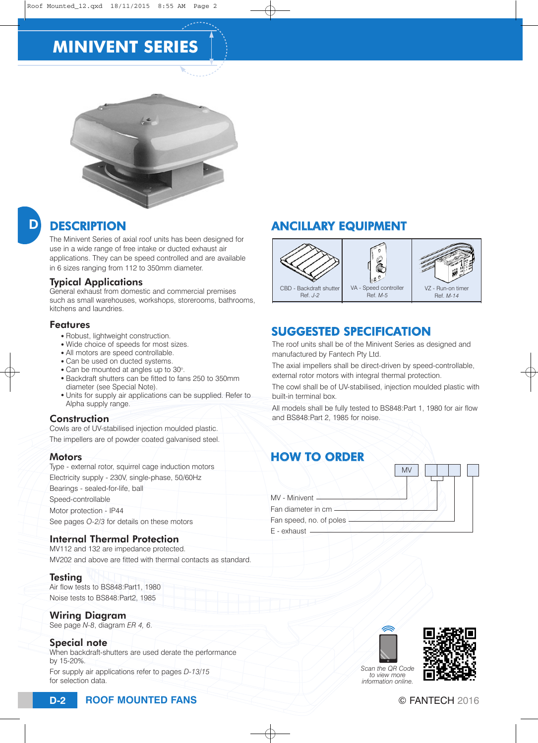# MINIVENT SERIES

## DESCRIPTION

The Minivent Series of axial roof units has been designed for use in a wide range of free intake or ducted exhaust air applications. They can be speed controlled and are available in 6 sizes ranging from 112 to 350mm diameter.

### Typical Applications

General exhaust from domestic and commercial premises such as small warehouses, workshops, storerooms, bathrooms, kitchens and laundries.

### Features

- Robust, lightweight construction.
- Wide choice of speeds for most sizes.
- All motors are speed controllable.
- Can be used on ducted systems.
- Can be mounted at angles up to 30°.
- Backdraft shutters can be fitted to fans 250 to 350mm diameter (see Special Note).
- Units for supply air applications can be supplied. Refer to Alpha supply range.

### Construction

Cowls are of UV-stabilised injection moulded plastic.

The impellers are of powder coated galvanised steel.

### Motors

Type - external rotor, squirrel cage induction motors

Electricity supply - 230V, single-phase, 50/60Hz

Bearings - sealed-for-life, ball

Speed-controllable

Motor protection - IP44

See pages *O-2/3* for details on these motors

### Internal Thermal Protection

MV112 and 132 are impedance protected.

MV202 and above are fitted with thermal contacts as standard.

### Testing

Air flow tests to BS848:Part1, 1980

Noise tests to BS848:Part2, 1985

### Wiring Diagram

See page *N-8*, diagram *ER 4, 6*.

### Special note

When backdraft-shutters are used derate the performance by 15-20%.

For supply air applications refer to pages *D-13/15* for selection data.

## ANCILLARY EQUIPMENT

| CBD - Backdraft shutter Ref. *J-2* | VA - Speed controller Ref. *M-5* | VZ - Run-on timer Ref. *M-14* |
|---|---|---|

## SUGGESTED SPECIFICATION

The roof units shall be of the Minivent Series as designed and manufactured by Fantech Pty Ltd.

The axial impellers shall be direct-driven by speed-controllable, external rotor motors with integral thermal protection.

The cowl shall be of UV-stabilised, injection moulded plastic with built-in terminal box.

All models shall be fully tested to BS848:Part 1, 1980 for air flow and BS848:Part 2, 1985 for noise.

## HOW TO ORDER

MV [ ][ ][ ] [ ]

- MV - Minivent
- Fan diameter in cm
- Fan speed, no. of poles
- E - exhaust

*Scan the QR Code to view more information online.*

© FANTECH 2016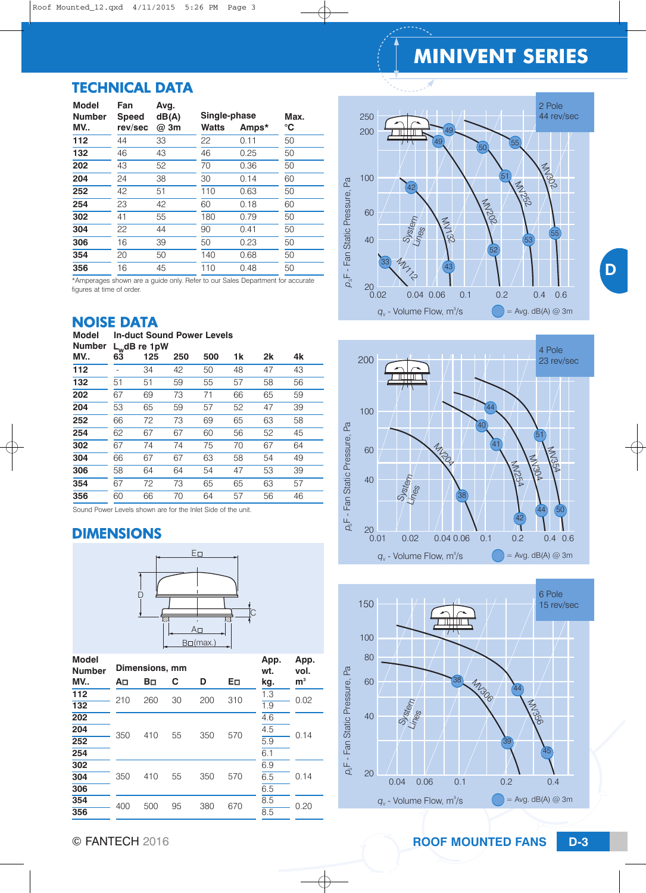# MINIVENT SERIES

## TECHNICAL DATA

| Model Number MV.. | Fan Speed rev/sec | Avg. dB(A) @ 3m | Single-phase Watts | Amps* | Max. °C |
|---|---|---|---|---|---|
| 112 | 44 | 33 | 22 | 0.11 | 50 |
| 132 | 46 | 43 | 46 | 0.25 | 50 |
| 202 | 43 | 52 | 70 | 0.36 | 50 |
| 204 | 24 | 38 | 30 | 0.14 | 60 |
| 252 | 42 | 51 | 110 | 0.63 | 50 |
| 254 | 23 | 42 | 60 | 0.18 | 60 |
| 302 | 41 | 55 | 180 | 0.79 | 50 |
| 304 | 22 | 44 | 90 | 0.41 | 50 |
| 306 | 16 | 39 | 50 | 0.23 | 50 |
| 354 | 20 | 50 | 140 | 0.68 | 50 |
| 356 | 16 | 45 | 110 | 0.48 | 50 |

*Amperages shown are a guide only. Refer to our Sales Department for accurate figures at time of order.

## NOISE DATA

| Model Number MV.. | In-duct Sound Power Levels $L_w$dB re 1pW 63 | 125 | 250 | 500 | 1k | 2k | 4k |
|---|---|---|---|---|---|---|---|
| 112 | - | 34 | 42 | 50 | 48 | 47 | 43 |
| 132 | 51 | 51 | 59 | 55 | 57 | 58 | 56 |
| 202 | 67 | 69 | 73 | 71 | 66 | 65 | 59 |
| 204 | 53 | 65 | 59 | 57 | 52 | 47 | 39 |
| 252 | 66 | 72 | 73 | 69 | 65 | 63 | 58 |
| 254 | 62 | 67 | 67 | 60 | 56 | 52 | 45 |
| 302 | 67 | 74 | 74 | 75 | 70 | 67 | 64 |
| 304 | 66 | 67 | 67 | 63 | 58 | 54 | 49 |
| 306 | 58 | 64 | 64 | 54 | 47 | 53 | 39 |
| 354 | 67 | 72 | 73 | 65 | 65 | 63 | 57 |
| 356 | 60 | 66 | 70 | 64 | 57 | 56 | 46 |

Sound Power Levels shown are for the Inlet Side of the unit.

## DIMENSIONS

E□
D
C
A□
B□(max.)

| Model Number MV.. | A□ | B□ | C | D | E□ | App. wt. kg. | App. vol. m³ |
|---|---|---|---|---|---|---|---|
| 112 | 210 | 260 | 30 | 200 | 310 | 1.3 | 0.02 |
| 132 | | | | | | 1.9 | |
| 202 | 350 | 410 | 55 | 350 | 570 | 4.6 | 0.14 |
| 204 | | | | | | 4.5 | |
| 252 | | | | | | 5.9 | |
| 254 | | | | | | 6.1 | |
| 302 | 350 | 410 | 55 | 350 | 570 | 6.9 | 0.14 |
| 304 | | | | | | 6.5 | |
| 306 | | | | | | 6.5 | |
| 354 | 400 | 500 | 95 | 380 | 670 | 8.5 | 0.20 |
| 356 | | | | | | 8.5 | |

2 Pole
44 rev/sec
$p_sF$ - Fan Static Pressure, Pa
$q_v$ - Volume Flow, m³/s
= Avg. dB(A) @ 3m
MV112, MV132, MV202, MV252, MV302
System Lines

4 Pole
23 rev/sec
$p_sF$ - Fan Static Pressure, Pa
$q_v$ - Volume Flow, m³/s
= Avg. dB(A) @ 3m
MV204, MV254, MV304, MV354
System Lines

6 Pole
15 rev/sec
$p_sF$ - Fan Static Pressure, Pa
$q_v$ - Volume Flow, m³/s
= Avg. dB(A) @ 3m
MV306, MV356
System Lines

© FANTECH 2016

ROOF MOUNTED FANS